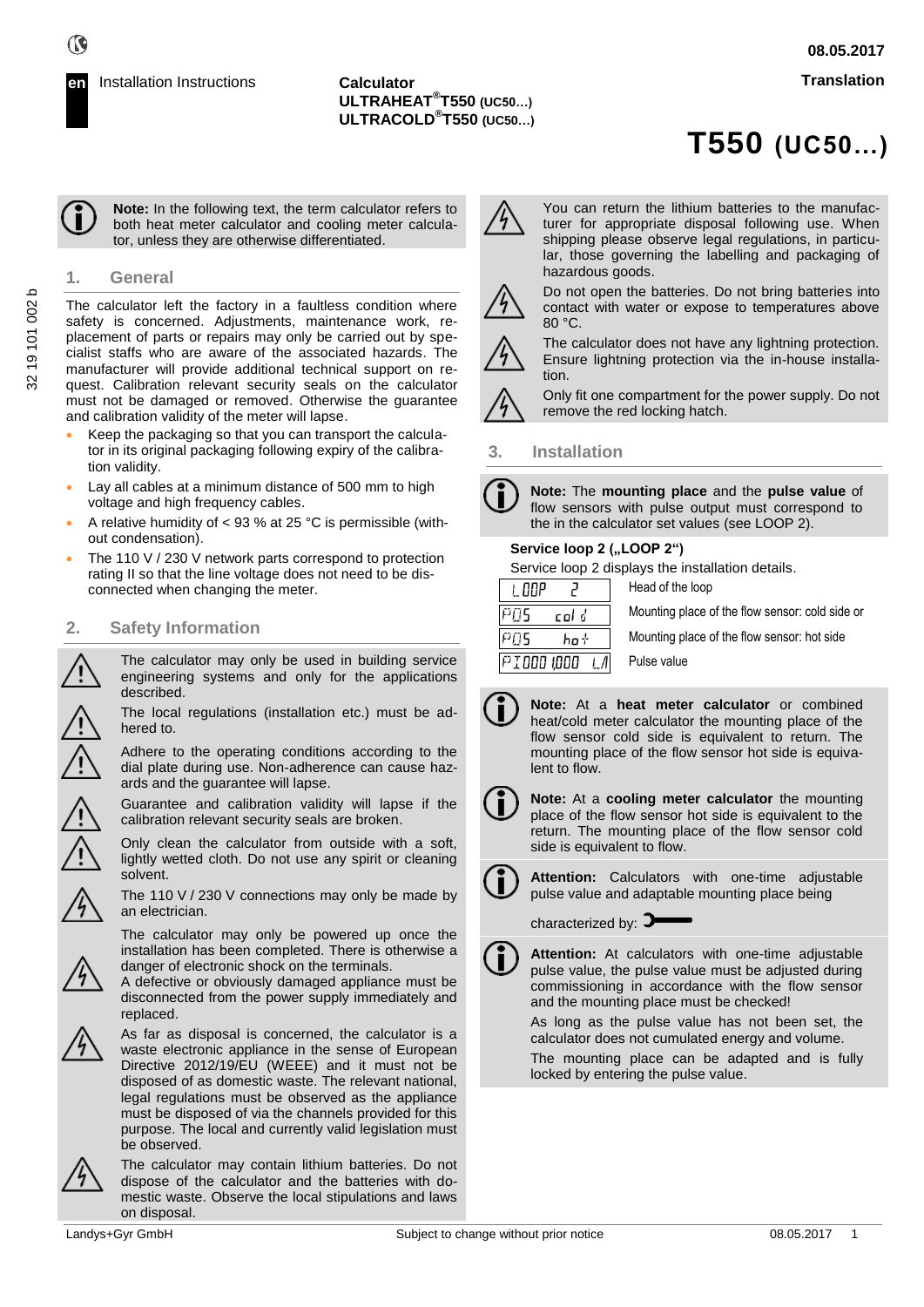en Installation Instructions

**Calculator**
**ULTRAHEAT®T550 (UC50…)**
**ULTRACOLD®T550 (UC50…)**

08.05.2017

Translation

# T550 (UC50…)

**Note:** In the following text, the term calculator refers to both heat meter calculator and cooling meter calculator, unless they are otherwise differentiated.

## 1. General

The calculator left the factory in a faultless condition where safety is concerned. Adjustments, maintenance work, replacement of parts or repairs may only be carried out by specialist staffs who are aware of the associated hazards. The manufacturer will provide additional technical support on request. Calibration relevant security seals on the calculator must not be damaged or removed. Otherwise the guarantee and calibration validity of the meter will lapse.

- Keep the packaging so that you can transport the calculator in its original packaging following expiry of the calibration validity.
- Lay all cables at a minimum distance of 500 mm to high voltage and high frequency cables.
- A relative humidity of < 93 % at 25 °C is permissible (without condensation).
- The 110 V / 230 V network parts correspond to protection rating II so that the line voltage does not need to be disconnected when changing the meter.

## 2. Safety Information

The calculator may only be used in building service engineering systems and only for the applications described.

The local regulations (installation etc.) must be adhered to.

Adhere to the operating conditions according to the dial plate during use. Non-adherence can cause hazards and the guarantee will lapse.

Guarantee and calibration validity will lapse if the calibration relevant security seals are broken.

Only clean the calculator from outside with a soft, lightly wetted cloth. Do not use any spirit or cleaning solvent.

The 110 V / 230 V connections may only be made by an electrician.

The calculator may only be powered up once the installation has been completed. There is otherwise a danger of electronic shock on the terminals.
A defective or obviously damaged appliance must be disconnected from the power supply immediately and replaced.

As far as disposal is concerned, the calculator is a waste electronic appliance in the sense of European Directive 2012/19/EU (WEEE) and it must not be disposed of as domestic waste. The relevant national, legal regulations must be observed as the appliance must be disposed of via the channels provided for this purpose. The local and currently valid legislation must be observed.

The calculator may contain lithium batteries. Do not dispose of the calculator and the batteries with domestic waste. Observe the local stipulations and laws on disposal.

You can return the lithium batteries to the manufacturer for appropriate disposal following use. When shipping please observe legal regulations, in particular, those governing the labelling and packaging of hazardous goods.

Do not open the batteries. Do not bring batteries into contact with water or expose to temperatures above 80 °C.

The calculator does not have any lightning protection. Ensure lightning protection via the in-house installation.

Only fit one compartment for the power supply. Do not remove the red locking hatch.

## 3. Installation

**Note:** The **mounting place** and the **pulse value** of flow sensors with pulse output must correspond to the in the calculator set values (see LOOP 2).

**Service loop 2 („LOOP 2“)**

Service loop 2 displays the installation details.

| Display | Description |
|---|---|
| LOOP 2 | Head of the loop |
| POS cold | Mounting place of the flow sensor: cold side or |
| POS hot | Mounting place of the flow sensor: hot side |
| PI000 1.000 L/I | Pulse value |

**Note:** At a **heat meter calculator** or combined heat/cold meter calculator the mounting place of the flow sensor cold side is equivalent to return. The mounting place of the flow sensor hot side is equivalent to flow.

**Note:** At a **cooling meter calculator** the mounting place of the flow sensor hot side is equivalent to the return. The mounting place of the flow sensor cold side is equivalent to flow.

**Attention:** Calculators with one-time adjustable pulse value and adaptable mounting place being characterized by:

**Attention:** At calculators with one-time adjustable pulse value, the pulse value must be adjusted during commissioning in accordance with the flow sensor and the mounting place must be checked!

As long as the pulse value has not been set, the calculator does not cumulated energy and volume.

The mounting place can be adapted and is fully locked by entering the pulse value.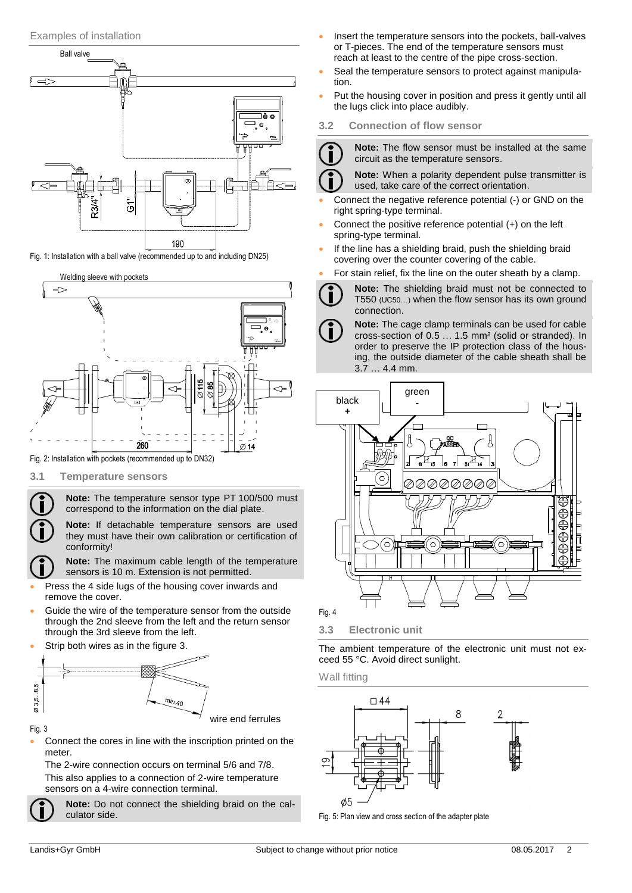Examples of installation

Fig. 1: Installation with a ball valve (recommended up to and including DN25)

Fig. 2: Installation with pockets (recommended up to DN32)

### 3.1 Temperature sensors

**Note:** The temperature sensor type PT 100/500 must correspond to the information on the dial plate.

**Note:** If detachable temperature sensors are used they must have their own calibration or certification of conformity!

**Note:** The maximum cable length of the temperature sensors is 10 m. Extension is not permitted.

- Press the 4 side lugs of the housing cover inwards and remove the cover.
- Guide the wire of the temperature sensor from the outside through the 2nd sleeve from the left and the return sensor through the 3rd sleeve from the left.
- Strip both wires as in the figure 3.

wire end ferrules

Fig. 3

- Connect the cores in line with the inscription printed on the meter.

  The 2-wire connection occurs on terminal 5/6 and 7/8.

  This also applies to a connection of 2-wire temperature sensors on a 4-wire connection terminal.

**Note:** Do not connect the shielding braid on the calculator side.

- Insert the temperature sensors into the pockets, ball-valves or T-pieces. The end of the temperature sensors must reach at least to the centre of the pipe cross-section.
- Seal the temperature sensors to protect against manipulation.
- Put the housing cover in position and press it gently until all the lugs click into place audibly.

### 3.2 Connection of flow sensor

**Note:** The flow sensor must be installed at the same circuit as the temperature sensors.

**Note:** When a polarity dependent pulse transmitter is used, take care of the correct orientation.

- Connect the negative reference potential (-) or GND on the right spring-type terminal.
- Connect the positive reference potential (+) on the left spring-type terminal.
- If the line has a shielding braid, push the shielding braid covering over the counter covering of the cable.
- For stain relief, fix the line on the outer sheath by a clamp.

**Note:** The shielding braid must not be connected to T550 (UC50...) when the flow sensor has its own ground connection.

**Note:** The cage clamp terminals can be used for cable cross-section of 0.5 … 1.5 mm² (solid or stranded). In order to preserve the IP protection class of the housing, the outside diameter of the cable sheath shall be 3.7 … 4.4 mm.

Fig. 4

### 3.3 Electronic unit

The ambient temperature of the electronic unit must not exceed 55 °C. Avoid direct sunlight.

Wall fitting

Fig. 5: Plan view and cross section of the adapter plate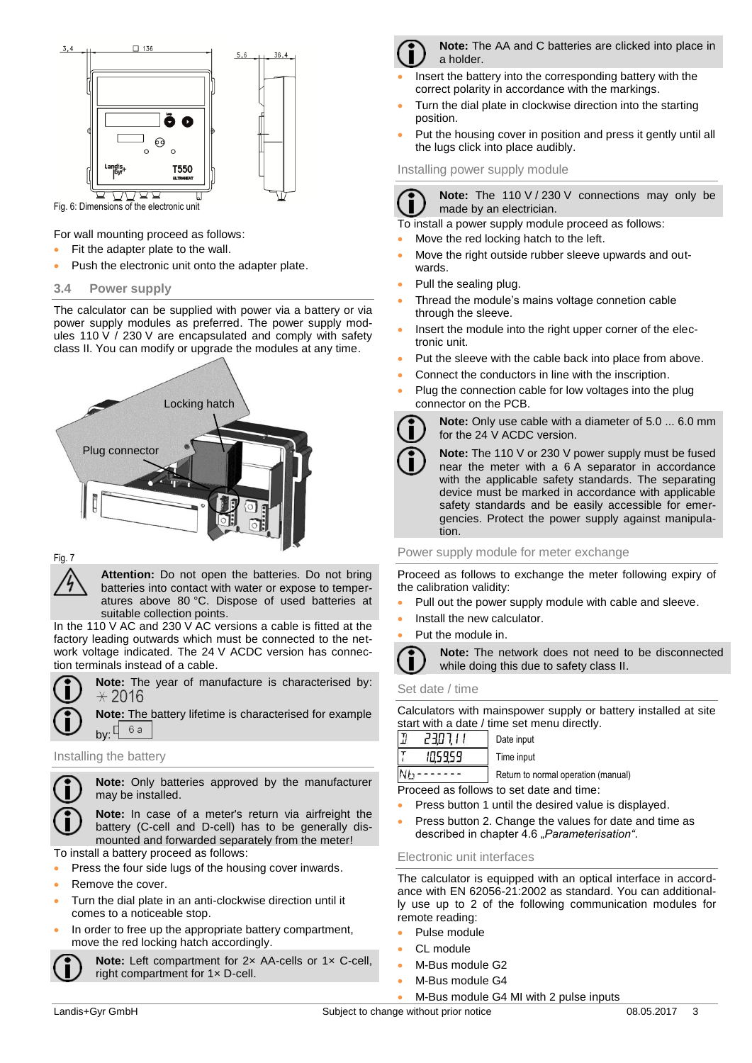Fig. 6: Dimensions of the electronic unit

For wall mounting proceed as follows:

- Fit the adapter plate to the wall.
- Push the electronic unit onto the adapter plate.

## 3.4 Power supply

The calculator can be supplied with power via a battery or via power supply modules as preferred. The power supply modules 110 V / 230 V are encapsulated and comply with safety class II. You can modify or upgrade the modules at any time.

Locking hatch

Plug connector

Fig. 7

**Attention:** Do not open the batteries. Do not bring batteries into contact with water or expose to temperatures above 80 °C. Dispose of used batteries at suitable collection points.

In the 110 V AC and 230 V AC versions a cable is fitted at the factory leading outwards which must be connected to the network voltage indicated. The 24 V ACDC version has connection terminals instead of a cable.

**Note:** The year of manufacture is characterised by: ✳ 2016

**Note:** The battery lifetime is characterised for example by: 6 a

### Installing the battery

**Note:** Only batteries approved by the manufacturer may be installed.

**Note:** In case of a meter's return via airfreight the battery (C-cell and D-cell) has to be generally dismounted and forwarded separately from the meter!

To install a battery proceed as follows:

- Press the four side lugs of the housing cover inwards.
- Remove the cover.
- Turn the dial plate in an anti-clockwise direction until it comes to a noticeable stop.
- In order to free up the appropriate battery compartment, move the red locking hatch accordingly.

**Note:** Left compartment for 2× AA-cells or 1× C-cell, right compartment for 1× D-cell.

**Note:** The AA and C batteries are clicked into place in a holder.

- Insert the battery into the corresponding battery with the correct polarity in accordance with the markings.
- Turn the dial plate in clockwise direction into the starting position.
- Put the housing cover in position and press it gently until all the lugs click into place audibly.

### Installing power supply module

**Note:** The 110 V / 230 V connections may only be made by an electrician.

To install a power supply module proceed as follows:

- Move the red locking hatch to the left.
- Move the right outside rubber sleeve upwards and outwards.
- Pull the sealing plug.
- Thread the module's mains voltage connetion cable through the sleeve.
- Insert the module into the right upper corner of the electronic unit.
- Put the sleeve with the cable back into place from above.
- Connect the conductors in line with the inscription.
- Plug the connection cable for low voltages into the plug connector on the PCB.

**Note:** Only use cable with a diameter of 5.0 ... 6.0 mm for the 24 V ACDC version.

**Note:** The 110 V or 230 V power supply must be fused near the meter with a 6 A separator in accordance with the applicable safety standards. The separating device must be marked in accordance with applicable safety standards and be easily accessible for emergencies. Protect the power supply against manipulation.

### Power supply module for meter exchange

Proceed as follows to exchange the meter following expiry of the calibration validity:

- Pull out the power supply module with cable and sleeve.
- Install the new calculator.
- Put the module in.

**Note:** The network does not need to be disconnected while doing this due to safety class II.

### Set date / time

Calculators with mainspower supply or battery installed at site start with a date / time set menu directly.

| Display | Function |
|---|---|
| 23.07.11 | Date input |
| 10:59:59 | Time input |
| Nb - - - - - - - | Return to normal operation (manual) |

Proceed as follows to set date and time:

- Press button 1 until the desired value is displayed.
- Press button 2. Change the values for date and time as described in chapter 4.6 „*Parameterisation*“.

### Electronic unit interfaces

The calculator is equipped with an optical interface in accordance with EN 62056-21:2002 as standard. You can additionally use up to 2 of the following communication modules for remote reading:

- Pulse module
- CL module
- M-Bus module G2
- M-Bus module G4
- M-Bus module G4 MI with 2 pulse inputs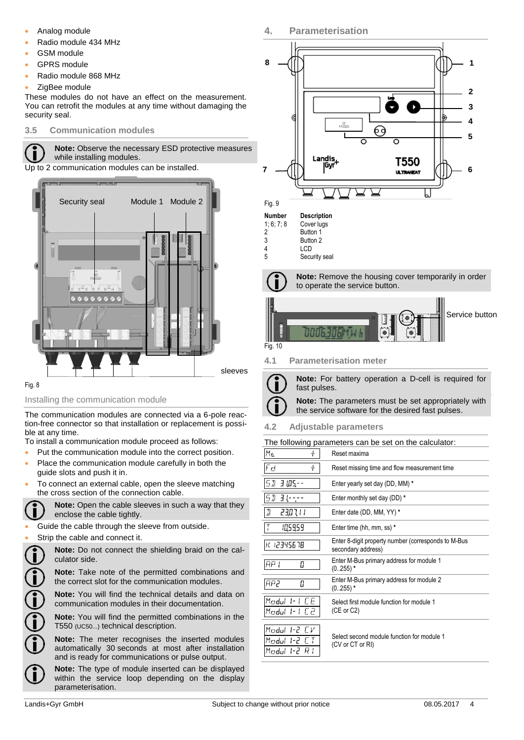- Analog module
- Radio module 434 MHz
- GSM module
- GPRS module
- Radio module 868 MHz
- ZigBee module

These modules do not have an effect on the measurement. You can retrofit the modules at any time without damaging the security seal.

### 3.5 Communication modules

**Note:** Observe the necessary ESD protective measures while installing modules.

Up to 2 communication modules can be installed.

Security seal | Module 1 | Module 2 | sleeves

Fig. 8

#### Installing the communication module

The communication modules are connected via a 6-pole reaction-free connector so that installation or replacement is possible at any time.

To install a communication module proceed as follows:

- Put the communication module into the correct position.
- Place the communication module carefully in both the guide slots and push it in.
- To connect an external cable, open the sleeve matching the cross section of the connection cable.

**Note:** Open the cable sleeves in such a way that they enclose the cable tightly.

- Guide the cable through the sleeve from outside.
- Strip the cable and connect it.

**Note:** Do not connect the shielding braid on the calculator side.

**Note:** Take note of the permitted combinations and the correct slot for the communication modules.

**Note:** You will find the technical details and data on communication modules in their documentation.

**Note:** You will find the permitted combinations in the T550 (UC50...) technical description.

**Note:** The meter recognises the inserted modules automatically 30 seconds at most after installation and is ready for communications or pulse output.

**Note:** The type of module inserted can be displayed within the service loop depending on the display parameterisation.

## 4. Parameterisation

Fig. 9

| Number | Description |
|---|---|
| 1; 6; 7; 8 | Cover lugs |
| 2 | Button 1 |
| 3 | Button 2 |
| 4 | LCD |
| 5 | Security seal |

**Note:** Remove the housing cover temporarily in order to operate the service button.

Service button

Fig. 10

### 4.1 Parameterisation meter

**Note:** For battery operation a D-cell is required for fast pulses.

**Note:** The parameters must be set appropriately with the service software for the desired fast pulses.

### 4.2 Adjustable parameters

The following parameters can be set on the calculator:

| Display | Parameter |
|---|---|
| Ma | Reset maxima |
| Fd | Reset missing time and flow measurement time |
| SD 31.05.-- | Enter yearly set day (DD, MM) * |
| SD 31.--.-- | Enter monthly set day (DD) * |
| D 23.07.11 | Enter date (DD, MM, YY) * |
| T 10.59.59 | Enter time (hh, mm, ss) * |
| K 12345678 | Enter 8-digit property number (corresponds to M-Bus secondary address) |
| AP1 0 | Enter M-Bus primary address for module 1 (0..255) * |
| AP2 0 | Enter M-Bus primary address for module 2 (0..255) * |
| Modul 1-1 CE / Modul 1-1 C2 | Select first module function for module 1 (CE or C2) |
| Modul 1-2 CV / Modul 1-2 CT / Modul 1-2 RI | Select second module function for module 1 (CV or CT or RI) |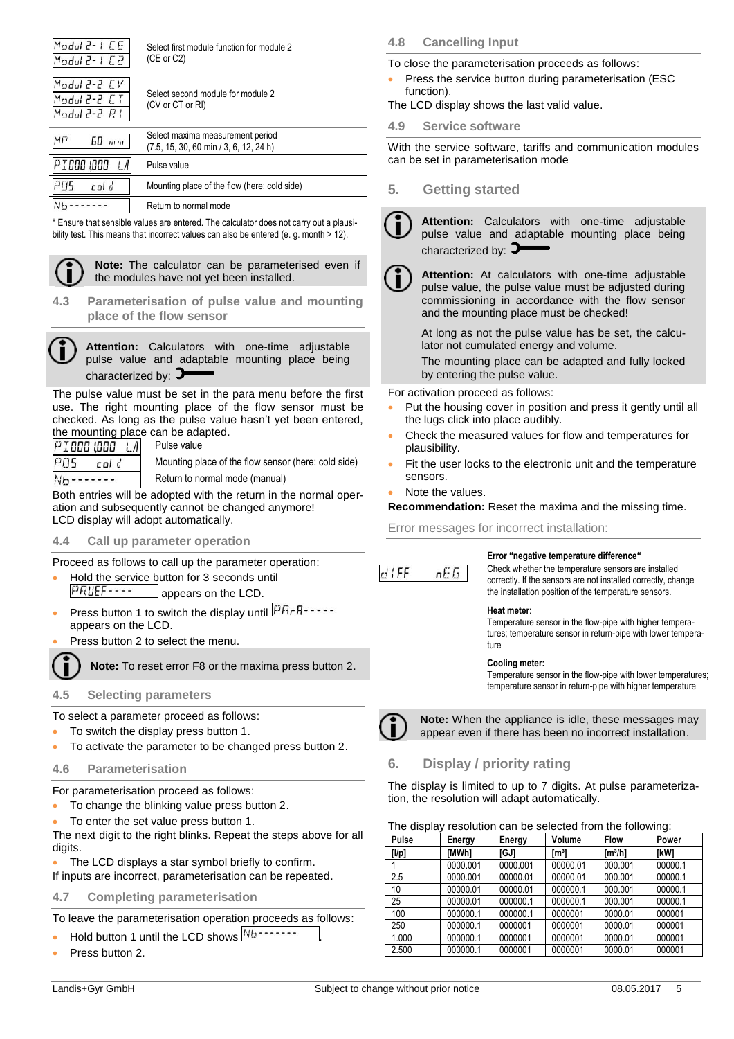| Display | Description |
|---|---|
| Modul 2-1 CE / Modul 2-1 C2 | Select first module function for module 2 (CE or C2) |
| Modul 2-2 CV / Modul 2-2 CT / Modul 2-2 RI | Select second module for module 2 (CV or CT or RI) |
| MP 60 min | Select maxima measurement period (7.5, 15, 30, 60 min / 3, 6, 12, 24 h) |
| PI000 1,000 L/I | Pulse value |
| POS cold | Mounting place of the flow (here: cold side) |
| Nb------- | Return to normal mode |

* Ensure that sensible values are entered. The calculator does not carry out a plausibility test. This means that incorrect values can also be entered (e. g. month > 12).

**Note:** The calculator can be parameterised even if the modules have not yet been installed.

### 4.3 Parameterisation of pulse value and mounting place of the flow sensor

**Attention:** Calculators with one-time adjustable pulse value and adaptable mounting place being characterized by:

The pulse value must be set in the para menu before the first use. The right mounting place of the flow sensor must be checked. As long as the pulse value hasn't yet been entered, the mounting place can be adapted.

| Display | Description |
|---|---|
| PI000 1,000 L/I | Pulse value |
| POS cold | Mounting place of the flow sensor (here: cold side) |
| Nb------- | Return to normal mode (manual) |

Both entries will be adopted with the return in the normal operation and subsequently cannot be changed anymore!
LCD display will adopt automatically.

### 4.4 Call up parameter operation

Proceed as follows to call up the parameter operation:

- Hold the service button for 3 seconds until PRUEF---- appears on the LCD.
- Press button 1 to switch the display until PArA----- appears on the LCD.
- Press button 2 to select the menu.

**Note:** To reset error F8 or the maxima press button 2.

### 4.5 Selecting parameters

To select a parameter proceed as follows:

- To switch the display press button 1.
- To activate the parameter to be changed press button 2.

### 4.6 Parameterisation

For parameterisation proceed as follows:

- To change the blinking value press button 2.
- To enter the set value press button 1.

The next digit to the right blinks. Repeat the steps above for all digits.

- The LCD displays a star symbol briefly to confirm.

If inputs are incorrect, parameterisation can be repeated.

### 4.7 Completing parameterisation

To leave the parameterisation operation proceeds as follows:

- Hold button 1 until the LCD shows Nb-------.
- Press button 2.

### 4.8 Cancelling Input

To close the parameterisation proceeds as follows:

- Press the service button during parameterisation (ESC function).

The LCD display shows the last valid value.

### 4.9 Service software

With the service software, tariffs and communication modules can be set in parameterisation mode

## 5. Getting started

**Attention:** Calculators with one-time adjustable pulse value and adaptable mounting place being characterized by:

**Attention:** At calculators with one-time adjustable pulse value, the pulse value must be adjusted during commissioning in accordance with the flow sensor and the mounting place must be checked!

At long as not the pulse value has be set, the calculator not cumulated energy and volume.

The mounting place can be adapted and fully locked by entering the pulse value.

For activation proceed as follows:

- Put the housing cover in position and press it gently until all the lugs click into place audibly.
- Check the measured values for flow and temperatures for plausibility.
- Fit the user locks to the electronic unit and the temperature sensors.
- Note the values.

**Recommendation:** Reset the maxima and the missing time.

Error messages for incorrect installation:

diFF nEG

**Error "negative temperature difference"**
Check whether the temperature sensors are installed correctly. If the sensors are not installed correctly, change the installation position of the temperature sensors.

**Heat meter**:
Temperature sensor in the flow-pipe with higher temperatures; temperature sensor in return-pipe with lower temperature

**Cooling meter:**
Temperature sensor in the flow-pipe with lower temperatures; temperature sensor in return-pipe with higher temperature

**Note:** When the appliance is idle, these messages may appear even if there has been no incorrect installation.

## 6. Display / priority rating

The display is limited to up to 7 digits. At pulse parameterization, the resolution will adapt automatically.

The display resolution can be selected from the following:

| Pulse [l/p] | Energy [MWh] | Energy [GJ] | Volume [m³] | Flow [m³/h] | Power [kW] |
|---|---|---|---|---|---|
| 1 | 0000.001 | 0000.001 | 00000.01 | 000.001 | 00000.1 |
| 2.5 | 0000.001 | 00000.01 | 00000.01 | 000.001 | 00000.1 |
| 10 | 00000.01 | 00000.01 | 000000.1 | 000.001 | 00000.1 |
| 25 | 00000.01 | 000000.1 | 000000.1 | 000.001 | 00000.1 |
| 100 | 000000.1 | 000000.1 | 0000001 | 0000.01 | 000001 |
| 250 | 000000.1 | 0000001 | 0000001 | 0000.01 | 000001 |
| 1.000 | 000000.1 | 0000001 | 0000001 | 0000.01 | 000001 |
| 2.500 | 000000.1 | 0000001 | 0000001 | 0000.01 | 000001 |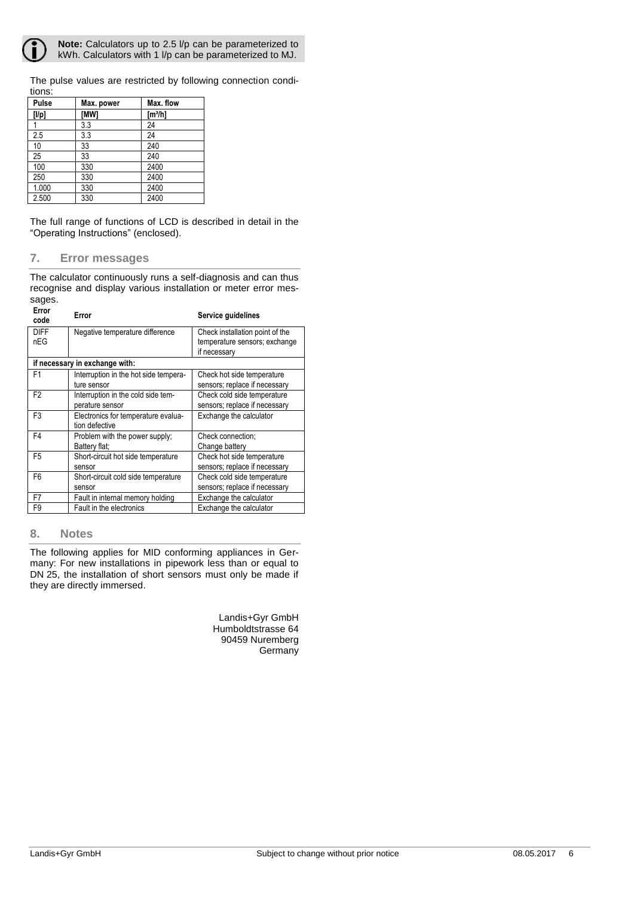**Note:** Calculators up to 2.5 l/p can be parameterized to kWh. Calculators with 1 l/p can be parameterized to MJ.

The pulse values are restricted by following connection conditions:

| Pulse [l/p] | Max. power [MW] | Max. flow [m³/h] |
|---|---|---|
| 1 | 3.3 | 24 |
| 2.5 | 3.3 | 24 |
| 10 | 33 | 240 |
| 25 | 33 | 240 |
| 100 | 330 | 2400 |
| 250 | 330 | 2400 |
| 1.000 | 330 | 2400 |
| 2.500 | 330 | 2400 |

The full range of functions of LCD is described in detail in the "Operating Instructions" (enclosed).

## 7. Error messages

The calculator continuously runs a self-diagnosis and can thus recognise and display various installation or meter error messages.

| Error code | Error | Service guidelines |
|---|---|---|
| DIFF nEG | Negative temperature difference | Check installation point of the temperature sensors; exchange if necessary |
| if necessary in exchange with: | | |
| F1 | Interruption in the hot side temperature sensor | Check hot side temperature sensors; replace if necessary |
| F2 | Interruption in the cold side temperature sensor | Check cold side temperature sensors; replace if necessary |
| F3 | Electronics for temperature evaluation defective | Exchange the calculator |
| F4 | Problem with the power supply; Battery flat; | Check connection; Change battery |
| F5 | Short-circuit hot side temperature sensor | Check hot side temperature sensors; replace if necessary |
| F6 | Short-circuit cold side temperature sensor | Check cold side temperature sensors; replace if necessary |
| F7 | Fault in internal memory holding | Exchange the calculator |
| F9 | Fault in the electronics | Exchange the calculator |

## 8. Notes

The following applies for MID conforming appliances in Germany: For new installations in pipework less than or equal to DN 25, the installation of short sensors must only be made if they are directly immersed.

Landis+Gyr GmbH
Humboldtstrasse 64
90459 Nuremberg
Germany